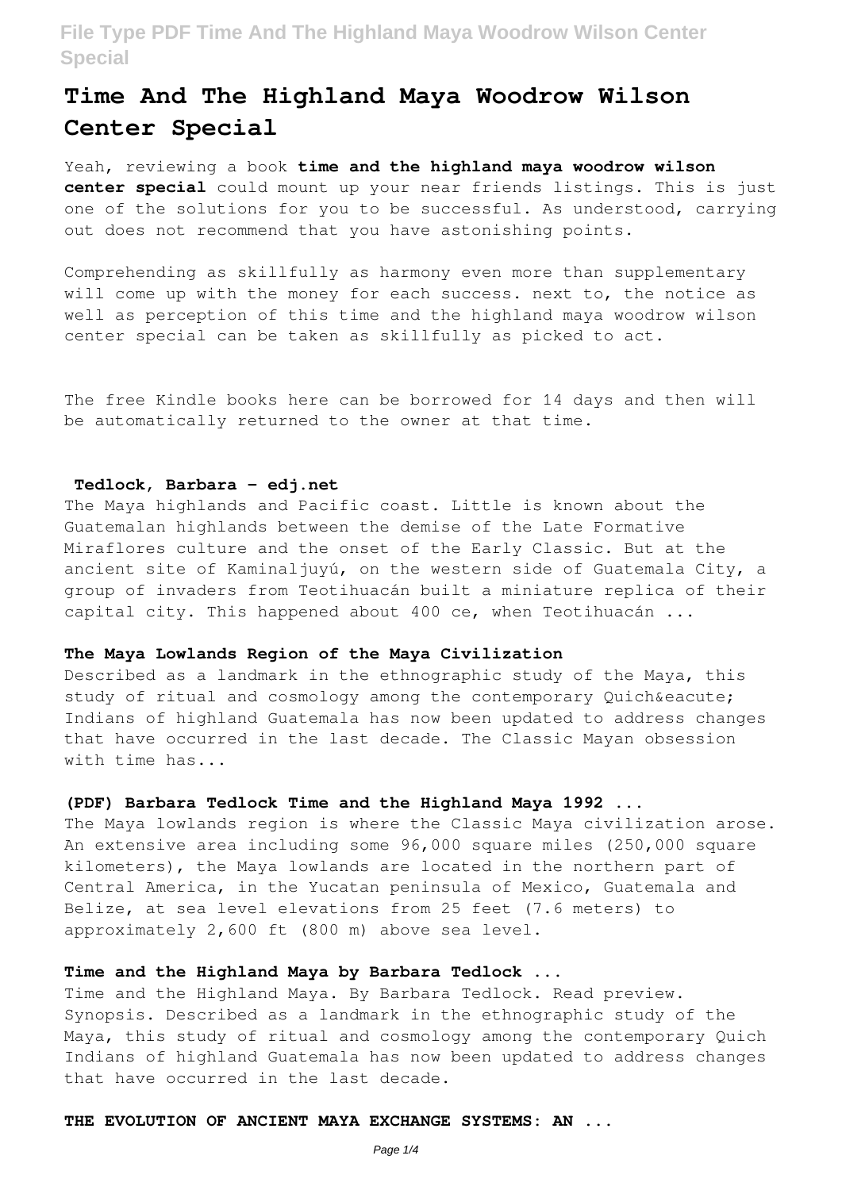# Time And The Highland Maya Woodrow Wilson Center Special

Yeah, reviewing a book **time and the highland maya woodrow wilson center special** could mount up your near friends listings. This is just one of the solutions for you to be successful. As understood, carrying out does not recommend that you have astonishing points.

Comprehending as skillfully as harmony even more than supplementary will come up with the money for each success. next to, the notice as well as perception of this time and the highland maya woodrow wilson center special can be taken as skillfully as picked to act.

The free Kindle books here can be borrowed for 14 days and then will be automatically returned to the owner at that time.

### Tedlock, Barbara - edj.net

The Maya highlands and Pacific coast. Little is known about the Guatemalan highlands between the demise of the Late Formative Miraflores culture and the onset of the Early Classic. But at the ancient site of Kaminaljuyú, on the western side of Guatemala City, a group of invaders from Teotihuacán built a miniature replica of their capital city. This happened about 400 ce, when Teotihuacán ...

### The Maya Lowlands Region of the Maya Civilization

Described as a landmark in the ethnographic study of the Maya, this study of ritual and cosmology among the contemporary Quich&eacute; Indians of highland Guatemala has now been updated to address changes that have occurred in the last decade. The Classic Mayan obsession with time has...

### (PDF) Barbara Tedlock Time and the Highland Maya 1992 ...

The Maya lowlands region is where the Classic Maya civilization arose. An extensive area including some 96,000 square miles (250,000 square kilometers), the Maya lowlands are located in the northern part of Central America, in the Yucatan peninsula of Mexico, Guatemala and Belize, at sea level elevations from 25 feet (7.6 meters) to approximately 2,600 ft (800 m) above sea level.

### Time and the Highland Maya by Barbara Tedlock ...

Time and the Highland Maya. By Barbara Tedlock. Read preview. Synopsis. Described as a landmark in the ethnographic study of the Maya, this study of ritual and cosmology among the contemporary Quich Indians of highland Guatemala has now been updated to address changes that have occurred in the last decade.

### THE EVOLUTION OF ANCIENT MAYA EXCHANGE SYSTEMS: AN ...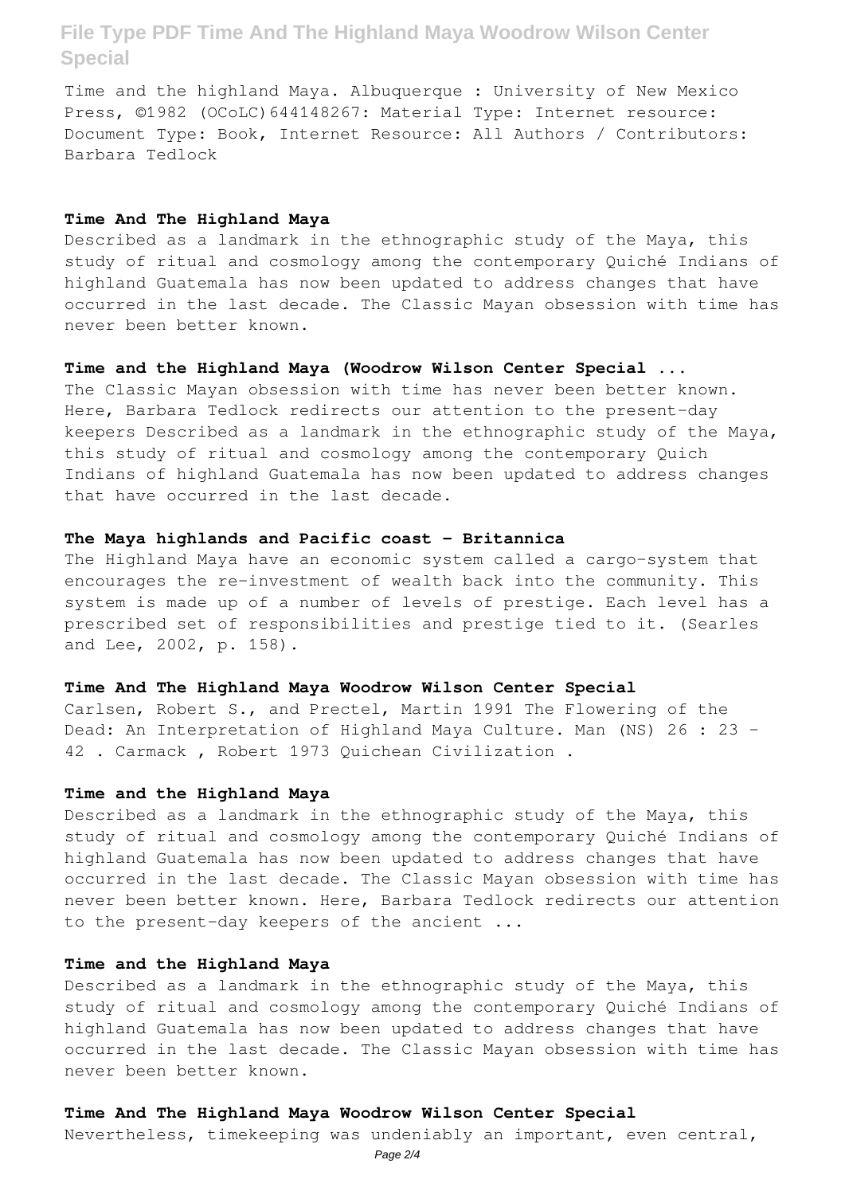Time and the highland Maya. Albuquerque : University of New Mexico Press, ©1982 (OCoLC)644148267: Material Type: Internet resource: Document Type: Book, Internet Resource: All Authors / Contributors: Barbara Tedlock

### Time And The Highland Maya

Described as a landmark in the ethnographic study of the Maya, this study of ritual and cosmology among the contemporary Quiché Indians of highland Guatemala has now been updated to address changes that have occurred in the last decade. The Classic Mayan obsession with time has never been better known.

### Time and the Highland Maya (Woodrow Wilson Center Special ...

The Classic Mayan obsession with time has never been better known. Here, Barbara Tedlock redirects our attention to the present-day keepers Described as a landmark in the ethnographic study of the Maya, this study of ritual and cosmology among the contemporary Quich Indians of highland Guatemala has now been updated to address changes that have occurred in the last decade.

### The Maya highlands and Pacific coast - Britannica

The Highland Maya have an economic system called a cargo-system that encourages the re-investment of wealth back into the community. This system is made up of a number of levels of prestige. Each level has a prescribed set of responsibilities and prestige tied to it. (Searles and Lee, 2002, p. 158).

### Time And The Highland Maya Woodrow Wilson Center Special

Carlsen, Robert S., and Prectel, Martin 1991 The Flowering of the Dead: An Interpretation of Highland Maya Culture. Man (NS) 26 : 23 - 42 . Carmack , Robert 1973 Quichean Civilization .

### Time and the Highland Maya

Described as a landmark in the ethnographic study of the Maya, this study of ritual and cosmology among the contemporary Quiché Indians of highland Guatemala has now been updated to address changes that have occurred in the last decade. The Classic Mayan obsession with time has never been better known. Here, Barbara Tedlock redirects our attention to the present-day keepers of the ancient ...

### Time and the Highland Maya

Described as a landmark in the ethnographic study of the Maya, this study of ritual and cosmology among the contemporary Quiché Indians of highland Guatemala has now been updated to address changes that have occurred in the last decade. The Classic Mayan obsession with time has never been better known.

### Time And The Highland Maya Woodrow Wilson Center Special

Nevertheless, timekeeping was undeniably an important, even central,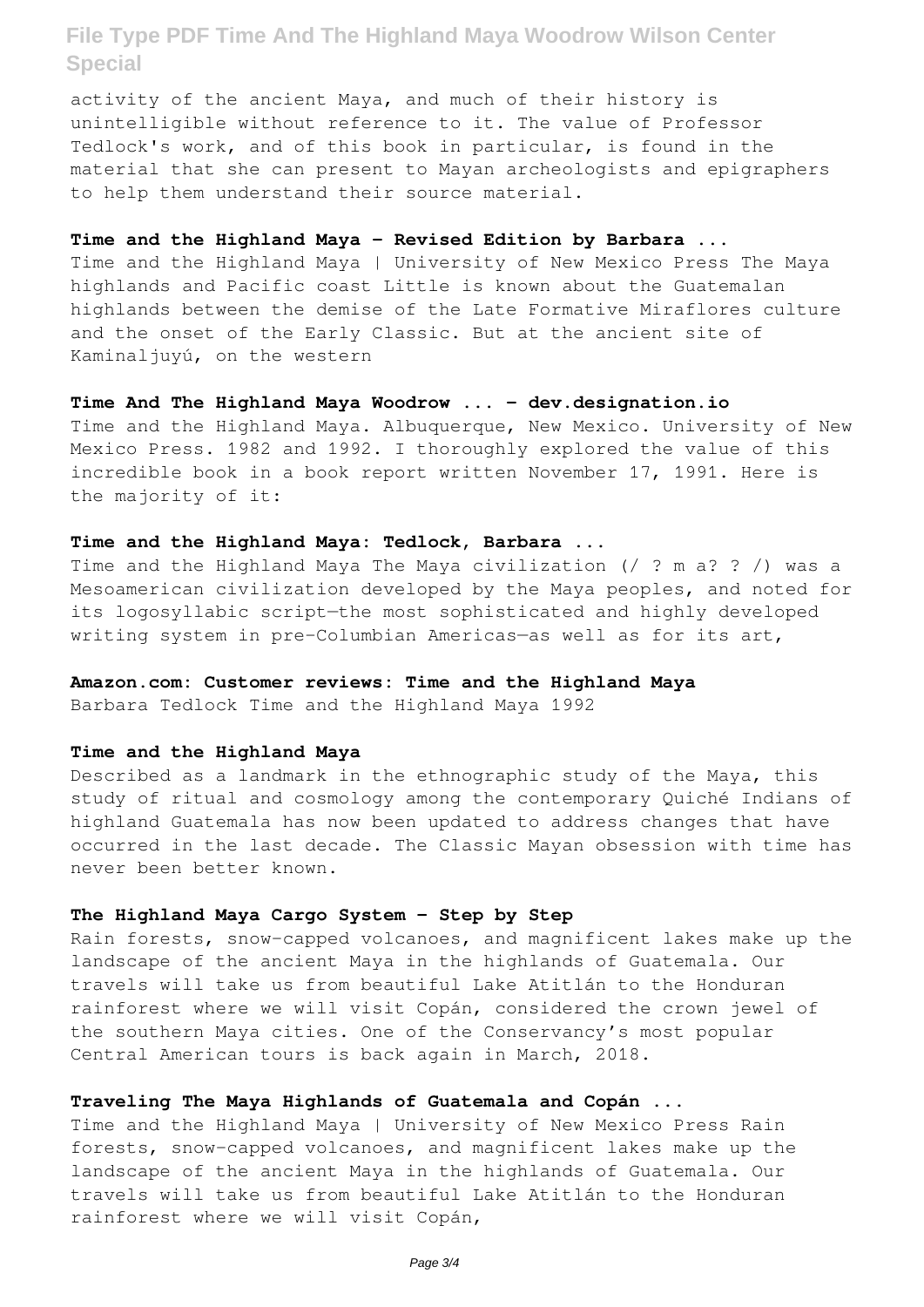activity of the ancient Maya, and much of their history is unintelligible without reference to it. The value of Professor Tedlock's work, and of this book in particular, is found in the material that she can present to Mayan archeologists and epigraphers to help them understand their source material.

### Time and the Highland Maya - Revised Edition by Barbara ...

Time and the Highland Maya | University of New Mexico Press The Maya highlands and Pacific coast Little is known about the Guatemalan highlands between the demise of the Late Formative Miraflores culture and the onset of the Early Classic. But at the ancient site of Kaminaljuyú, on the western

### Time And The Highland Maya Woodrow ... - dev.designation.io

Time and the Highland Maya. Albuquerque, New Mexico. University of New Mexico Press. 1982 and 1992. I thoroughly explored the value of this incredible book in a book report written November 17, 1991. Here is the majority of it:

### Time and the Highland Maya: Tedlock, Barbara ...

Time and the Highland Maya The Maya civilization (/ ? m a? ? /) was a Mesoamerican civilization developed by the Maya peoples, and noted for its logosyllabic script—the most sophisticated and highly developed writing system in pre-Columbian Americas—as well as for its art,

### Amazon.com: Customer reviews: Time and the Highland Maya

Barbara Tedlock Time and the Highland Maya 1992

### Time and the Highland Maya

Described as a landmark in the ethnographic study of the Maya, this study of ritual and cosmology among the contemporary Quiché Indians of highland Guatemala has now been updated to address changes that have occurred in the last decade. The Classic Mayan obsession with time has never been better known.

### The Highland Maya Cargo System - Step by Step

Rain forests, snow-capped volcanoes, and magnificent lakes make up the landscape of the ancient Maya in the highlands of Guatemala. Our travels will take us from beautiful Lake Atitlán to the Honduran rainforest where we will visit Copán, considered the crown jewel of the southern Maya cities. One of the Conservancy's most popular Central American tours is back again in March, 2018.

### Traveling The Maya Highlands of Guatemala and Copán ...

Time and the Highland Maya | University of New Mexico Press Rain forests, snow-capped volcanoes, and magnificent lakes make up the landscape of the ancient Maya in the highlands of Guatemala. Our travels will take us from beautiful Lake Atitlán to the Honduran rainforest where we will visit Copán,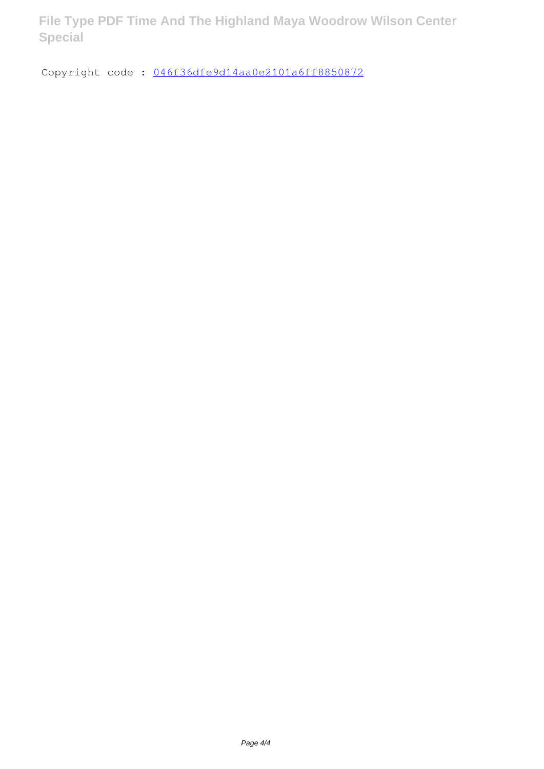Copyright code : 046f36dfe9d14aa0e2101a6ff8850872